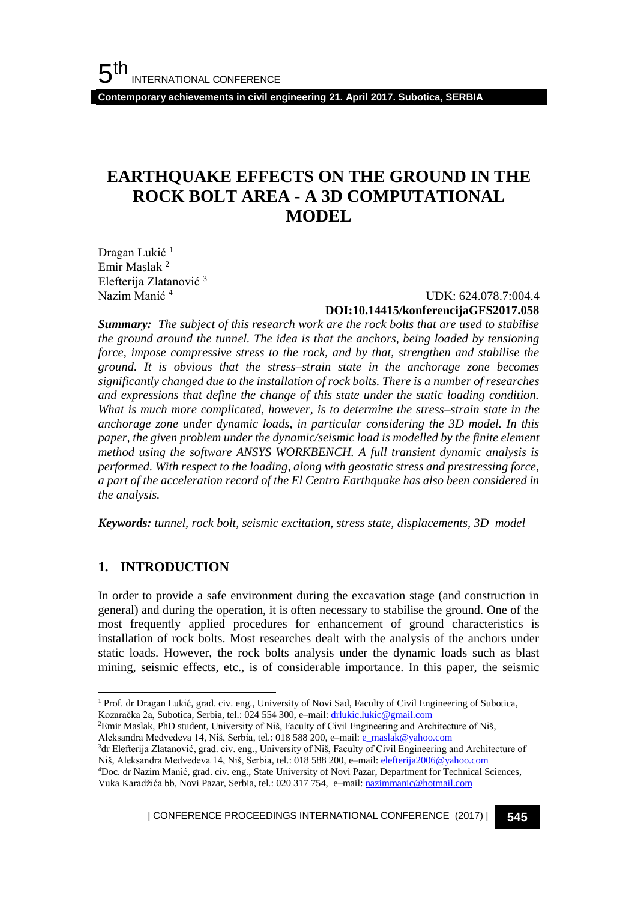# EARTHQUAKE EFFECTS ON THE GROUND IN THE ROCK BOLT AREA - A 3D COMPUTATIONAL MODEL

Dragan Lukić [1]
Emir Maslak [2]
Elefterija Zlatanović [3]
Nazim Manić [4]

UDK: 624.078.7:004.4
**DOI:10.14415/konferencijaGFS2017.058**

***Summary:*** *The subject of this research work are the rock bolts that are used to stabilise the ground around the tunnel. The idea is that the anchors, being loaded by tensioning force, impose compressive stress to the rock, and by that, strengthen and stabilise the ground. It is obvious that the stress–strain state in the anchorage zone becomes significantly changed due to the installation of rock bolts. There is a number of researches and expressions that define the change of this state under the static loading condition. What is much more complicated, however, is to determine the stress–strain state in the anchorage zone under dynamic loads, in particular considering the 3D model. In this paper, the given problem under the dynamic/seismic load is modelled by the finite element method using the software ANSYS WORKBENCH. A full transient dynamic analysis is performed. With respect to the loading, along with geostatic stress and prestressing force, a part of the acceleration record of the El Centro Earthquake has also been considered in the analysis.*

***Keywords:*** *tunnel, rock bolt, seismic excitation, stress state, displacements, 3D model*

## 1. INTRODUCTION

In order to provide a safe environment during the excavation stage (and construction in general) and during the operation, it is often necessary to stabilise the ground. One of the most frequently applied procedures for enhancement of ground characteristics is installation of rock bolts. Most researches dealt with the analysis of the anchors under static loads. However, the rock bolts analysis under the dynamic loads such as blast mining, seismic effects, etc., is of considerable importance. In this paper, the seismic

---

[1] Prof. dr Dragan Lukić, grad. civ. eng., University of Novi Sad, Faculty of Civil Engineering of Subotica, Kozaračka 2a, Subotica, Serbia, tel.: 024 554 300, e–mail: drlukic.lukic@gmail.com

[2] Emir Maslak, PhD student, University of Niš, Faculty of Civil Engineering and Architecture of Niš, Aleksandra Medvedeva 14, Niš, Serbia, tel.: 018 588 200, e–mail: e_maslak@yahoo.com

[3] dr Elefterija Zlatanović, grad. civ. eng., University of Niš, Faculty of Civil Engineering and Architecture of Niš, Aleksandra Medvedeva 14, Niš, Serbia, tel.: 018 588 200, e–mail: elefterija2006@yahoo.com

[4] Doc. dr Nazim Manić, grad. civ. eng., State University of Novi Pazar, Department for Technical Sciences, Vuka Karadžića bb, Novi Pazar, Serbia, tel.: 020 317 754, e–mail: nazimmanic@hotmail.com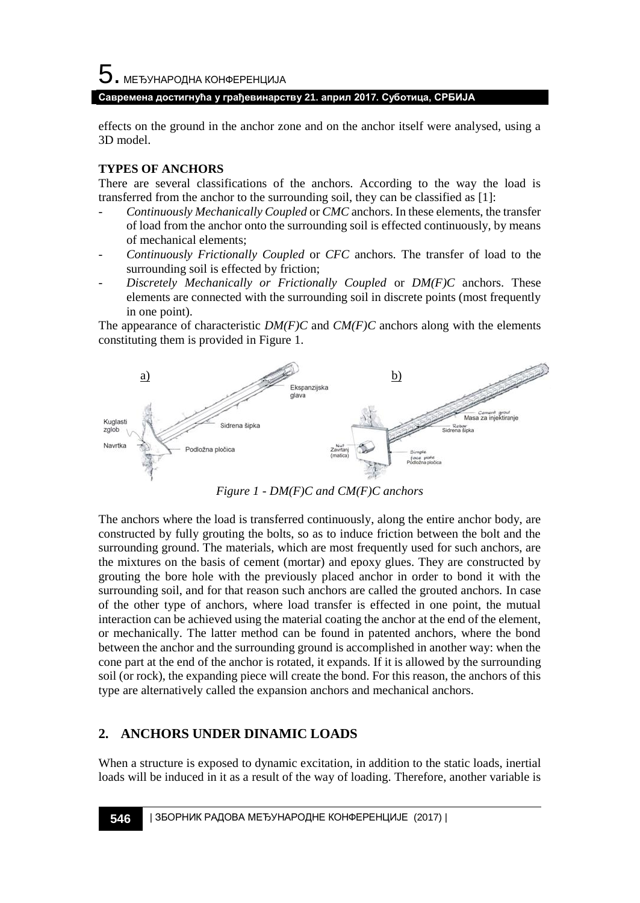effects on the ground in the anchor zone and on the anchor itself were analysed, using a 3D model.

**TYPES OF ANCHORS**

There are several classifications of the anchors. According to the way the load is transferred from the anchor to the surrounding soil, they can be classified as [1]:

- *Continuously Mechanically Coupled* or *CMC* anchors. In these elements, the transfer of load from the anchor onto the surrounding soil is effected continuously, by means of mechanical elements;
- *Continuously Frictionally Coupled* or *CFC* anchors. The transfer of load to the surrounding soil is effected by friction;
- *Discretely Mechanically or Frictionally Coupled* or *DM(F)C* anchors. These elements are connected with the surrounding soil in discrete points (most frequently in one point).

The appearance of characteristic *DM(F)C* and *CM(F)C* anchors along with the elements constituting them is provided in Figure 1.

*Figure 1 - DM(F)C and CM(F)C anchors*

The anchors where the load is transferred continuously, along the entire anchor body, are constructed by fully grouting the bolts, so as to induce friction between the bolt and the surrounding ground. The materials, which are most frequently used for such anchors, are the mixtures on the basis of cement (mortar) and epoxy glues. They are constructed by grouting the bore hole with the previously placed anchor in order to bond it with the surrounding soil, and for that reason such anchors are called the grouted anchors. In case of the other type of anchors, where load transfer is effected in one point, the mutual interaction can be achieved using the material coating the anchor at the end of the element, or mechanically. The latter method can be found in patented anchors, where the bond between the anchor and the surrounding ground is accomplished in another way: when the cone part at the end of the anchor is rotated, it expands. If it is allowed by the surrounding soil (or rock), the expanding piece will create the bond. For this reason, the anchors of this type are alternatively called the expansion anchors and mechanical anchors.

## 2. ANCHORS UNDER DINAMIC LOADS

When a structure is exposed to dynamic excitation, in addition to the static loads, inertial loads will be induced in it as a result of the way of loading. Therefore, another variable is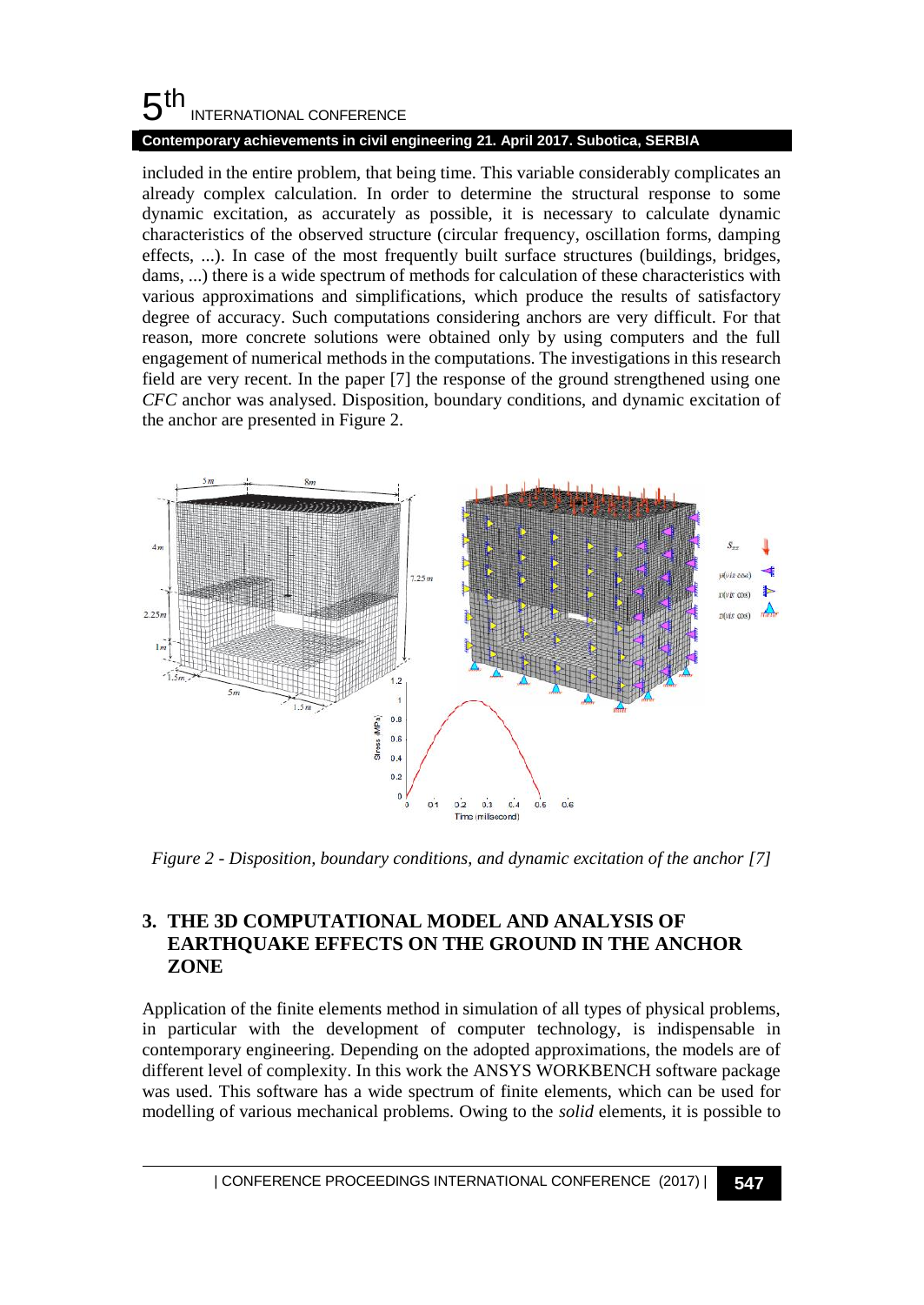included in the entire problem, that being time. This variable considerably complicates an already complex calculation. In order to determine the structural response to some dynamic excitation, as accurately as possible, it is necessary to calculate dynamic characteristics of the observed structure (circular frequency, oscillation forms, damping effects, ...). In case of the most frequently built surface structures (buildings, bridges, dams, ...) there is a wide spectrum of methods for calculation of these characteristics with various approximations and simplifications, which produce the results of satisfactory degree of accuracy. Such computations considering anchors are very difficult. For that reason, more concrete solutions were obtained only by using computers and the full engagement of numerical methods in the computations. The investigations in this research field are very recent. In the paper [7] the response of the ground strengthened using one *CFC* anchor was analysed. Disposition, boundary conditions, and dynamic excitation of the anchor are presented in Figure 2.

*Figure 2 - Disposition, boundary conditions, and dynamic excitation of the anchor [7]*

## 3. THE 3D COMPUTATIONAL MODEL AND ANALYSIS OF EARTHQUAKE EFFECTS ON THE GROUND IN THE ANCHOR ZONE

Application of the finite elements method in simulation of all types of physical problems, in particular with the development of computer technology, is indispensable in contemporary engineering. Depending on the adopted approximations, the models are of different level of complexity. In this work the ANSYS WORKBENCH software package was used. This software has a wide spectrum of finite elements, which can be used for modelling of various mechanical problems. Owing to the *solid* elements, it is possible to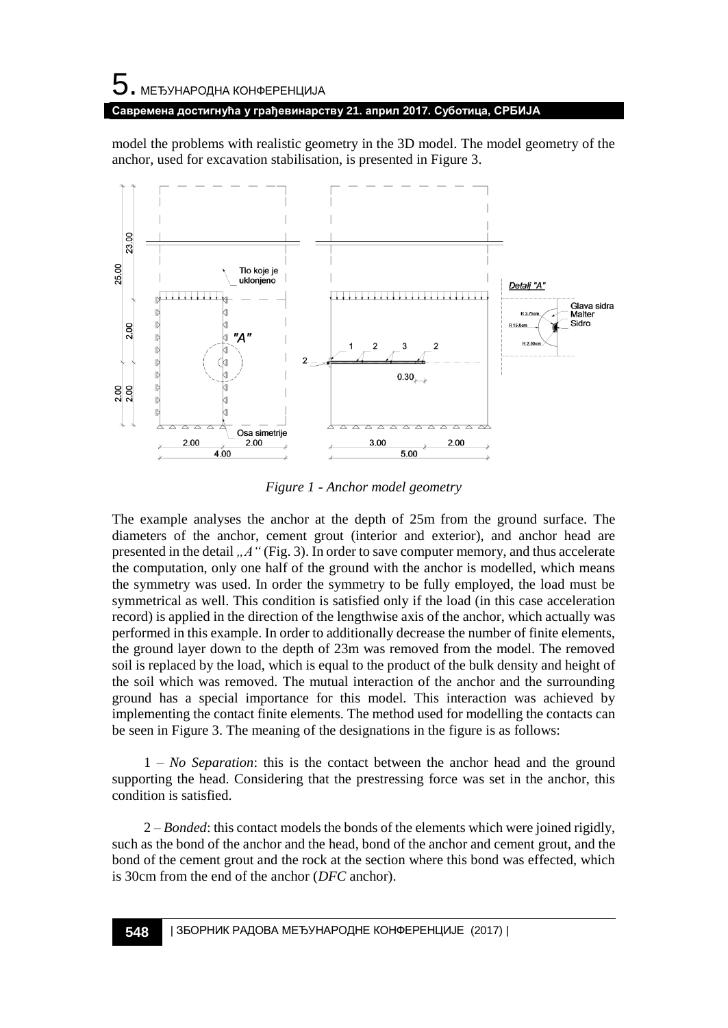model the problems with realistic geometry in the 3D model. The model geometry of the anchor, used for excavation stabilisation, is presented in Figure 3.

*Figure 1 - Anchor model geometry*

The example analyses the anchor at the depth of 25m from the ground surface. The diameters of the anchor, cement grout (interior and exterior), and anchor head are presented in the detail *„A"* (Fig. 3). In order to save computer memory, and thus accelerate the computation, only one half of the ground with the anchor is modelled, which means the symmetry was used. In order the symmetry to be fully employed, the load must be symmetrical as well. This condition is satisfied only if the load (in this case acceleration record) is applied in the direction of the lengthwise axis of the anchor, which actually was performed in this example. In order to additionally decrease the number of finite elements, the ground layer down to the depth of 23m was removed from the model. The removed soil is replaced by the load, which is equal to the product of the bulk density and height of the soil which was removed. The mutual interaction of the anchor and the surrounding ground has a special importance for this model. This interaction was achieved by implementing the contact finite elements. The method used for modelling the contacts can be seen in Figure 3. The meaning of the designations in the figure is as follows:

1 – *No Separation*: this is the contact between the anchor head and the ground supporting the head. Considering that the prestressing force was set in the anchor, this condition is satisfied.

2 – *Bonded*: this contact models the bonds of the elements which were joined rigidly, such as the bond of the anchor and the head, bond of the anchor and cement grout, and the bond of the cement grout and the rock at the section where this bond was effected, which is 30cm from the end of the anchor (*DFC* anchor).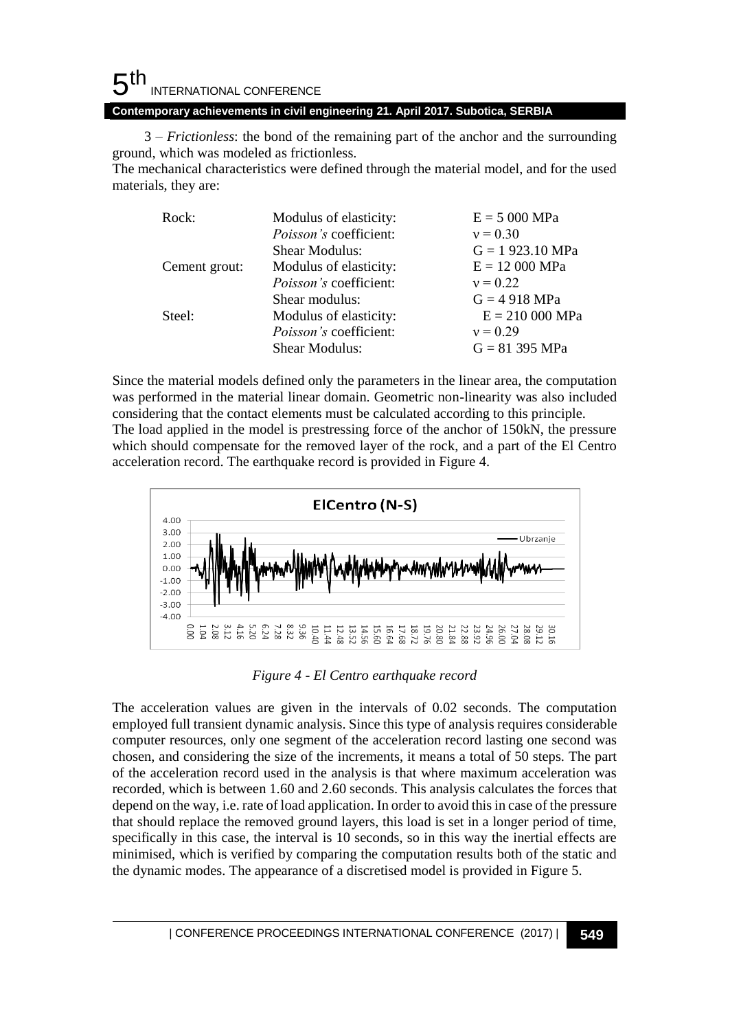3 – *Frictionless*: the bond of the remaining part of the anchor and the surrounding ground, which was modeled as frictionless.

The mechanical characteristics were defined through the material model, and for the used materials, they are:

| | | |
|---|---|---|
| Rock: | Modulus of elasticity: | E = 5 000 MPa |
| | *Poisson's* coefficient: | ν = 0.30 |
| | Shear Modulus: | G = 1 923.10 MPa |
| Cement grout: | Modulus of elasticity: | E = 12 000 MPa |
| | *Poisson's* coefficient: | ν = 0.22 |
| | Shear modulus: | G = 4 918 MPa |
| Steel: | Modulus of elasticity: | E = 210 000 MPa |
| | *Poisson's* coefficient: | ν = 0.29 |
| | Shear Modulus: | G = 81 395 MPa |

Since the material models defined only the parameters in the linear area, the computation was performed in the material linear domain. Geometric non-linearity was also included considering that the contact elements must be calculated according to this principle.

The load applied in the model is prestressing force of the anchor of 150kN, the pressure which should compensate for the removed layer of the rock, and a part of the El Centro acceleration record. The earthquake record is provided in Figure 4.

*Figure 4 - El Centro earthquake record*

The acceleration values are given in the intervals of 0.02 seconds. The computation employed full transient dynamic analysis. Since this type of analysis requires considerable computer resources, only one segment of the acceleration record lasting one second was chosen, and considering the size of the increments, it means a total of 50 steps. The part of the acceleration record used in the analysis is that where maximum acceleration was recorded, which is between 1.60 and 2.60 seconds. This analysis calculates the forces that depend on the way, i.e. rate of load application. In order to avoid this in case of the pressure that should replace the removed ground layers, this load is set in a longer period of time, specifically in this case, the interval is 10 seconds, so in this way the inertial effects are minimised, which is verified by comparing the computation results both of the static and the dynamic modes. The appearance of a discretised model is provided in Figure 5.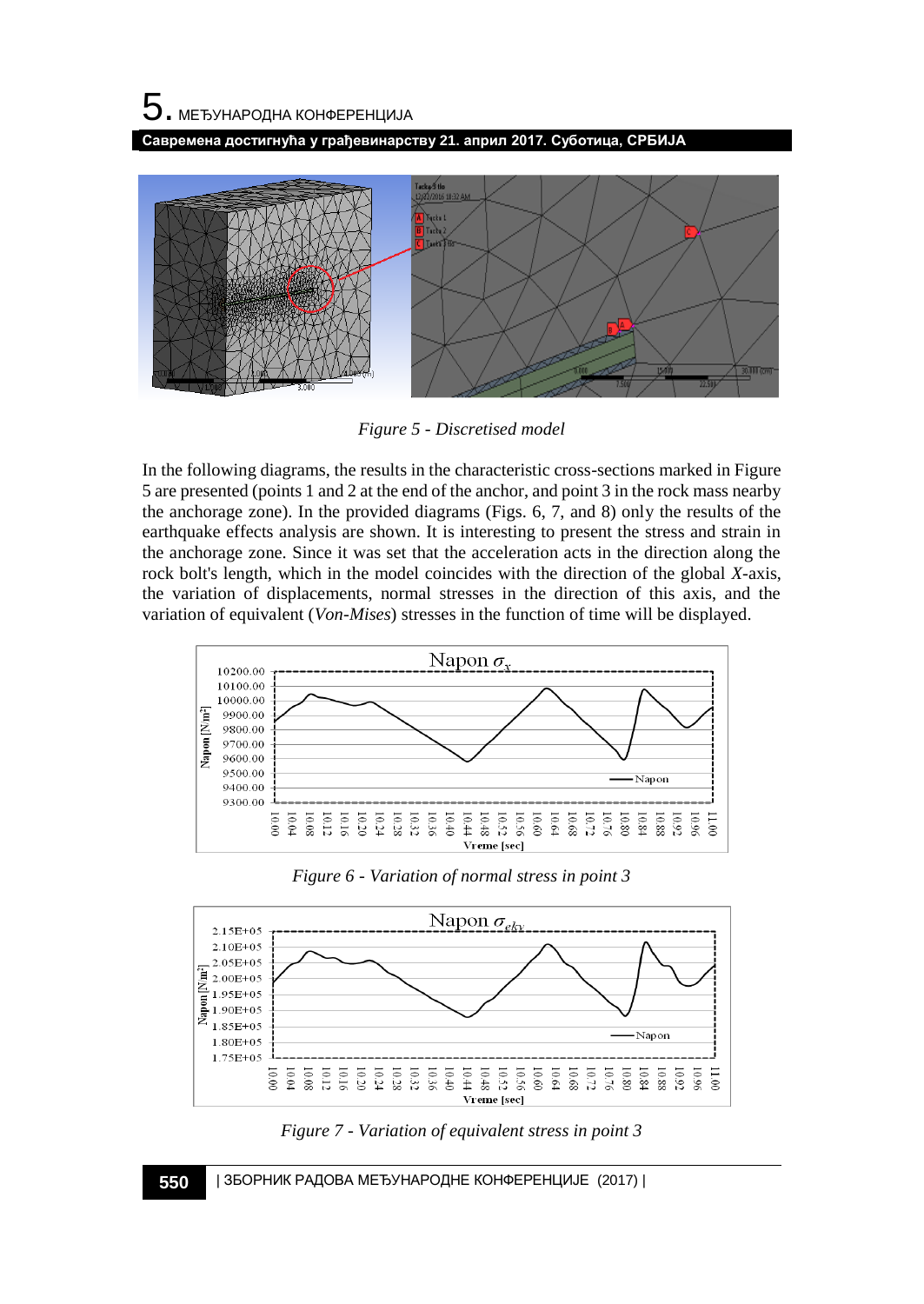Figure 5 - Discretised model

In the following diagrams, the results in the characteristic cross-sections marked in Figure 5 are presented (points 1 and 2 at the end of the anchor, and point 3 in the rock mass nearby the anchorage zone). In the provided diagrams (Figs. 6, 7, and 8) only the results of the earthquake effects analysis are shown. It is interesting to present the stress and strain in the anchorage zone. Since it was set that the acceleration acts in the direction along the rock bolt's length, which in the model coincides with the direction of the global *X*-axis, the variation of displacements, normal stresses in the direction of this axis, and the variation of equivalent (*Von-Mises*) stresses in the function of time will be displayed.

Figure 6 - Variation of normal stress in point 3

Figure 7 - Variation of equivalent stress in point 3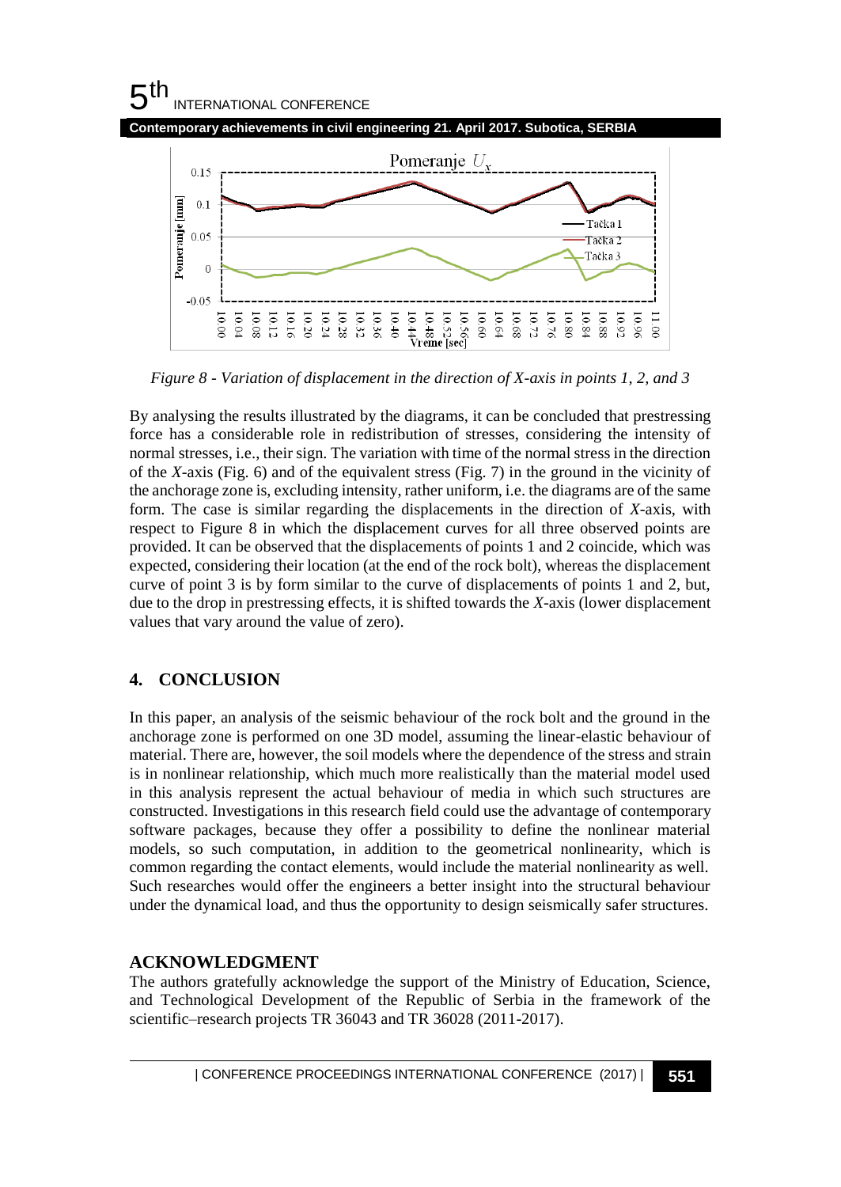*Figure 8 - Variation of displacement in the direction of X-axis in points 1, 2, and 3*

By analysing the results illustrated by the diagrams, it can be concluded that prestressing force has a considerable role in redistribution of stresses, considering the intensity of normal stresses, i.e., their sign. The variation with time of the normal stress in the direction of the *X*-axis (Fig. 6) and of the equivalent stress (Fig. 7) in the ground in the vicinity of the anchorage zone is, excluding intensity, rather uniform, i.e. the diagrams are of the same form. The case is similar regarding the displacements in the direction of *X*-axis, with respect to Figure 8 in which the displacement curves for all three observed points are provided. It can be observed that the displacements of points 1 and 2 coincide, which was expected, considering their location (at the end of the rock bolt), whereas the displacement curve of point 3 is by form similar to the curve of displacements of points 1 and 2, but, due to the drop in prestressing effects, it is shifted towards the *X*-axis (lower displacement values that vary around the value of zero).

## 4. CONCLUSION

In this paper, an analysis of the seismic behaviour of the rock bolt and the ground in the anchorage zone is performed on one 3D model, assuming the linear-elastic behaviour of material. There are, however, the soil models where the dependence of the stress and strain is in nonlinear relationship, which much more realistically than the material model used in this analysis represent the actual behaviour of media in which such structures are constructed. Investigations in this research field could use the advantage of contemporary software packages, because they offer a possibility to define the nonlinear material models, so such computation, in addition to the geometrical nonlinearity, which is common regarding the contact elements, would include the material nonlinearity as well. Such researches would offer the engineers a better insight into the structural behaviour under the dynamical load, and thus the opportunity to design seismically safer structures.

## ACKNOWLEDGMENT

The authors gratefully acknowledge the support of the Ministry of Education, Science, and Technological Development of the Republic of Serbia in the framework of the scientific–research projects TR 36043 and TR 36028 (2011-2017).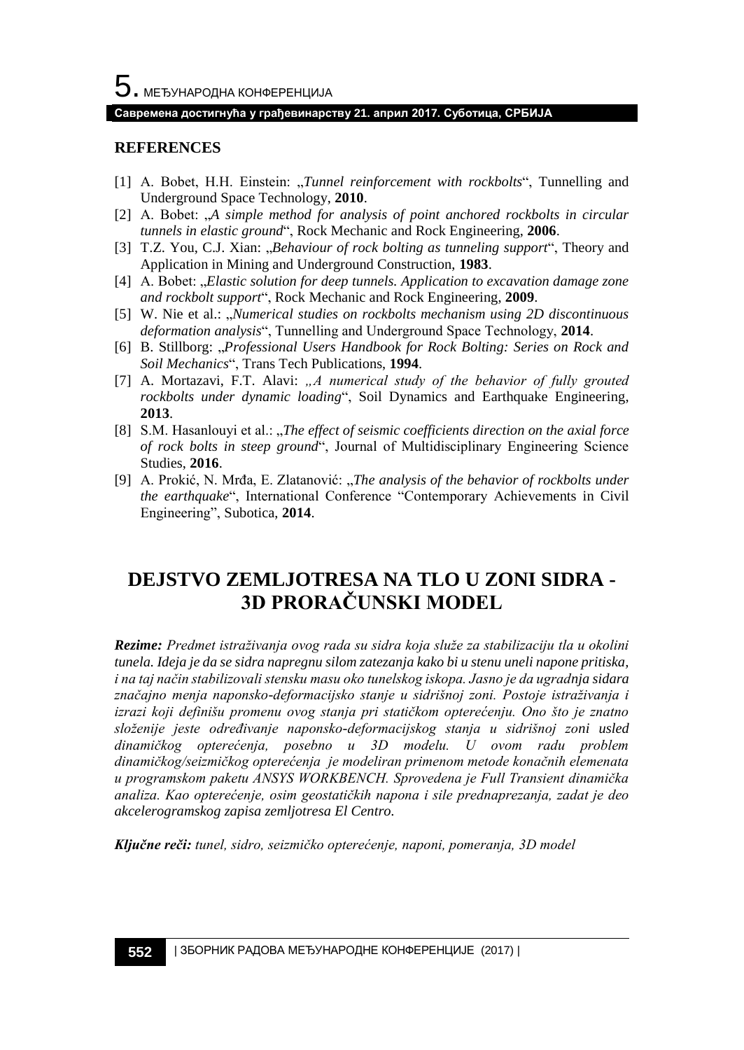## REFERENCES

[1] A. Bobet, H.H. Einstein: „*Tunnel reinforcement with rockbolts*“, Tunnelling and Underground Space Technology, **2010**.
[2] A. Bobet: „*A simple method for analysis of point anchored rockbolts in circular tunnels in elastic ground*“, Rock Mechanic and Rock Engineering, **2006**.
[3] T.Z. You, C.J. Xian: „*Behaviour of rock bolting as tunneling support*“, Theory and Application in Mining and Underground Construction, **1983**.
[4] A. Bobet: „*Elastic solution for deep tunnels. Application to excavation damage zone and rockbolt support*“, Rock Mechanic and Rock Engineering, **2009**.
[5] W. Nie et al.: „*Numerical studies on rockbolts mechanism using 2D discontinuous deformation analysis*“, Tunnelling and Underground Space Technology, **2014**.
[6] B. Stillborg: „*Professional Users Handbook for Rock Bolting: Series on Rock and Soil Mechanics*“, Trans Tech Publications, **1994**.
[7] A. Mortazavi, F.T. Alavi: *„A numerical study of the behavior of fully grouted rockbolts under dynamic loading*“, Soil Dynamics and Earthquake Engineering, **2013**.
[8] S.M. Hasanlouyi et al.: „*The effect of seismic coefficients direction on the axial force of rock bolts in steep ground*“, Journal of Multidisciplinary Engineering Science Studies, **2016**.
[9] A. Prokić, N. Mrđa, E. Zlatanović: „*The analysis of the behavior of rockbolts under the earthquake*“, International Conference “Contemporary Achievements in Civil Engineering”, Subotica, **2014**.

# DEJSTVO ZEMLJOTRESA NA TLO U ZONI SIDRA - 3D PRORAČUNSKI MODEL

***Rezime:*** *Predmet istraživanja ovog rada su sidra koja služe za stabilizaciju tla u okolini tunela. Ideja je da se sidra napregnu silom zatezanja kako bi u stenu uneli napone pritiska, i na taj način stabilizovali stensku masu oko tunelskog iskopa. Jasno je da ugradnja sidara značajno menja naponsko-deformacijsko stanje u sidrišnoj zoni. Postoje istraživanja i izrazi koji definišu promenu ovog stanja pri statičkom opterećenju. Ono što je znatno složenije jeste određivanje naponsko-deformacijskog stanja u sidrišnoj zoni usled dinamičkog opterećenja, posebno u 3D modelu. U ovom radu problem dinamičkog/seizmičkog opterećenja je modeliran primenom metode konačnih elemenata u programskom paketu ANSYS WORKBENCH. Sprovedena je Full Transient dinamička analiza. Kao opterećenje, osim geostatičkih napona i sile prednaprezanja, zadat je deo akcelerogramskog zapisa zemljotresa El Centro.*

***Ključne reči:*** *tunel, sidro, seizmičko opterećenje, naponi, pomeranja, 3D model*